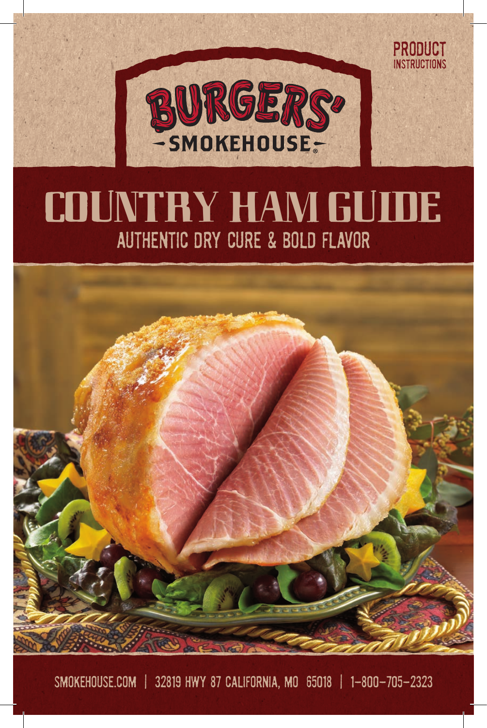PRODUCT INSTRUCTIONS

BURGERS' SMOKEHOUSE®

# COUNTRY HAM GUIDE

## AUTHENTIC DRY CURE & BOLD FLAVOR

SMOKEHOUSE.COM | 32819 HWY 87 CALIFORNIA, MO 65018 | 1-800-705-2323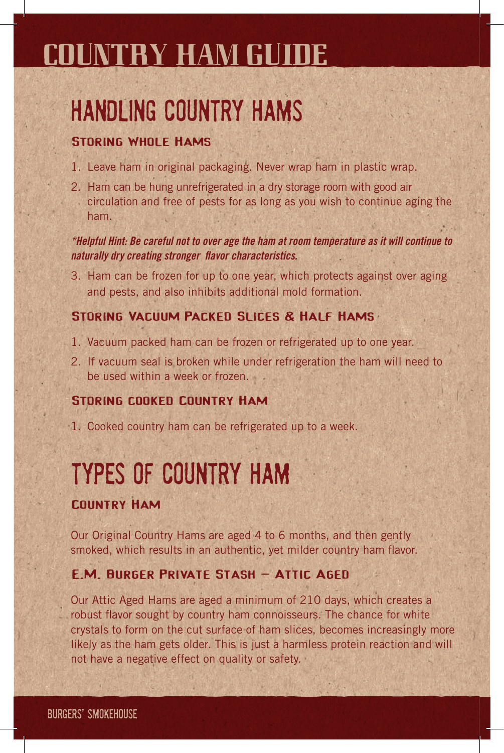# COUNTRY HAM GUIDE

## HANDLING COUNTRY HAMS

### Storing Whole Hams

1. Leave ham in original packaging. Never wrap ham in plastic wrap.
2. Ham can be hung unrefrigerated in a dry storage room with good air circulation and free of pests for as long as you wish to continue aging the ham.

***Helpful Hint: Be careful not to over age the ham at room temperature as it will continue to naturally dry creating stronger  flavor characteristics.***

3. Ham can be frozen for up to one year, which protects against over aging and pests, and also inhibits additional mold formation.

### Storing Vacuum Packed Slices & Half Hams

1. Vacuum packed ham can be frozen or refrigerated up to one year.
2. If vacuum seal is broken while under refrigeration the ham will need to be used within a week or frozen.

### Storing cooked Country Ham

1. Cooked country ham can be refrigerated up to a week.

## TYPES OF COUNTRY HAM

### Country Ham

Our Original Country Hams are aged 4 to 6 months, and then gently smoked, which results in an authentic, yet milder country ham flavor.

### E.M. Burger Private Stash – Attic Aged

Our Attic Aged Hams are aged a minimum of 210 days, which creates a robust flavor sought by country ham connoisseurs. The chance for white crystals to form on the cut surface of ham slices, becomes increasingly more likely as the ham gets older. This is just a harmless protein reaction and will not have a negative effect on quality or safety.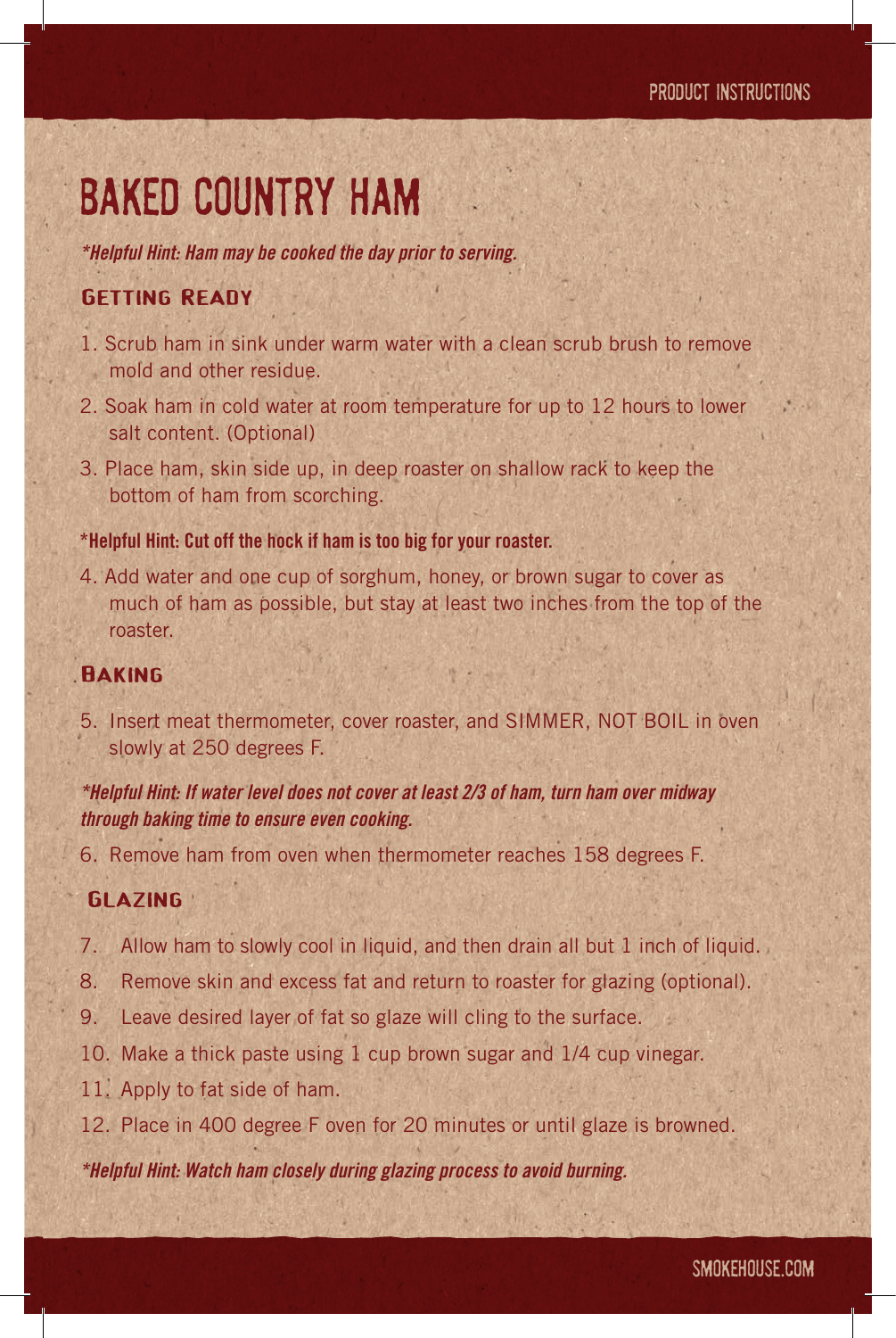# BAKED COUNTRY HAM

***Helpful Hint: Ham may be cooked the day prior to serving.***

## Getting Ready

1. Scrub ham in sink under warm water with a clean scrub brush to remove mold and other residue.
2. Soak ham in cold water at room temperature for up to 12 hours to lower salt content. (Optional)
3. Place ham, skin side up, in deep roaster on shallow rack to keep the bottom of ham from scorching.

**\*Helpful Hint: Cut off the hock if ham is too big for your roaster.**

4. Add water and one cup of sorghum, honey, or brown sugar to cover as much of ham as possible, but stay at least two inches from the top of the roaster.

## Baking

5. Insert meat thermometer, cover roaster, and SIMMER, NOT BOIL in oven slowly at 250 degrees F.

***Helpful Hint: If water level does not cover at least 2/3 of ham, turn ham over midway through baking time to ensure even cooking.***

6. Remove ham from oven when thermometer reaches 158 degrees F.

## Glazing

7. Allow ham to slowly cool in liquid, and then drain all but 1 inch of liquid.
8. Remove skin and excess fat and return to roaster for glazing (optional).
9. Leave desired layer of fat so glaze will cling to the surface.
10. Make a thick paste using 1 cup brown sugar and 1/4 cup vinegar.
11. Apply to fat side of ham.
12. Place in 400 degree F oven for 20 minutes or until glaze is browned.

***Helpful Hint: Watch ham closely during glazing process to avoid burning.***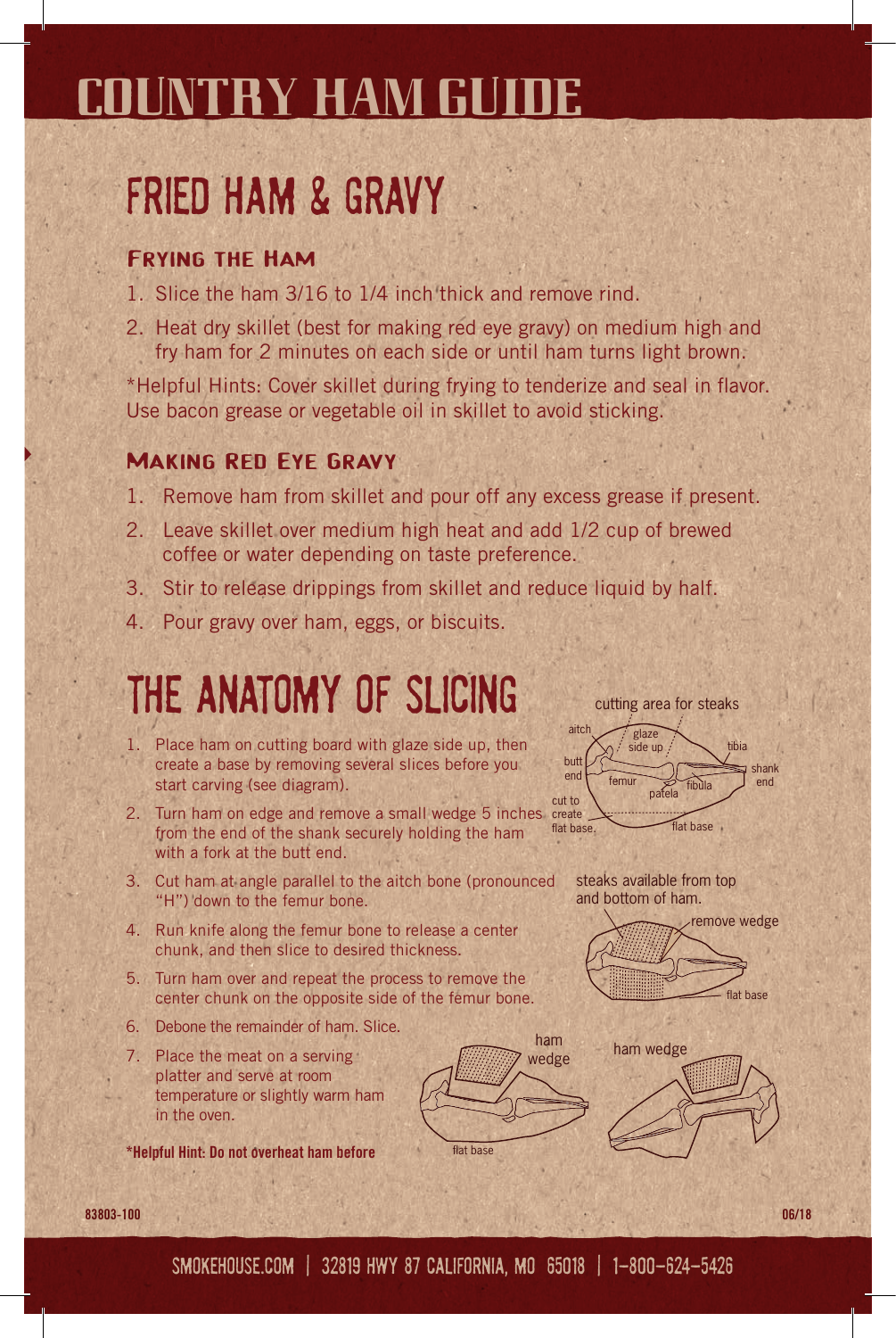# COUNTRY HAM GUIDE

## FRIED HAM & GRAVY

### Frying the Ham

1. Slice the ham 3/16 to 1/4 inch thick and remove rind.
2. Heat dry skillet (best for making red eye gravy) on medium high and fry ham for 2 minutes on each side or until ham turns light brown.

*Helpful Hints: Cover skillet during frying to tenderize and seal in flavor. Use bacon grease or vegetable oil in skillet to avoid sticking.

### Making Red Eye Gravy

1. Remove ham from skillet and pour off any excess grease if present.
2. Leave skillet over medium high heat and add 1/2 cup of brewed coffee or water depending on taste preference.
3. Stir to release drippings from skillet and reduce liquid by half.
4. Pour gravy over ham, eggs, or biscuits.

## THE ANATOMY OF SLICING

1. Place ham on cutting board with glaze side up, then create a base by removing several slices before you start carving (see diagram).
2. Turn ham on edge and remove a small wedge 5 inches from the end of the shank securely holding the ham with a fork at the butt end.
3. Cut ham at angle parallel to the aitch bone (pronounced "H") down to the femur bone.
4. Run knife along the femur bone to release a center chunk, and then slice to desired thickness.
5. Turn ham over and repeat the process to remove the center chunk on the opposite side of the femur bone.
6. Debone the remainder of ham. Slice.
7. Place the meat on a serving platter and serve at room temperature or slightly warm ham in the oven.

**\*Helpful Hint: Do not overheat ham before**

cutting area for steaks
aitch
glaze side up
tibia
butt end
femur
fibula
patela
shank end
cut to create flat base
flat base

steaks available from top and bottom of ham.
remove wedge
flat base

ham wedge
flat base

ham wedge

83803-100

06/18

SMOKEHOUSE.COM | 32819 HWY 87 CALIFORNIA, MO 65018 | 1-800-624-5426